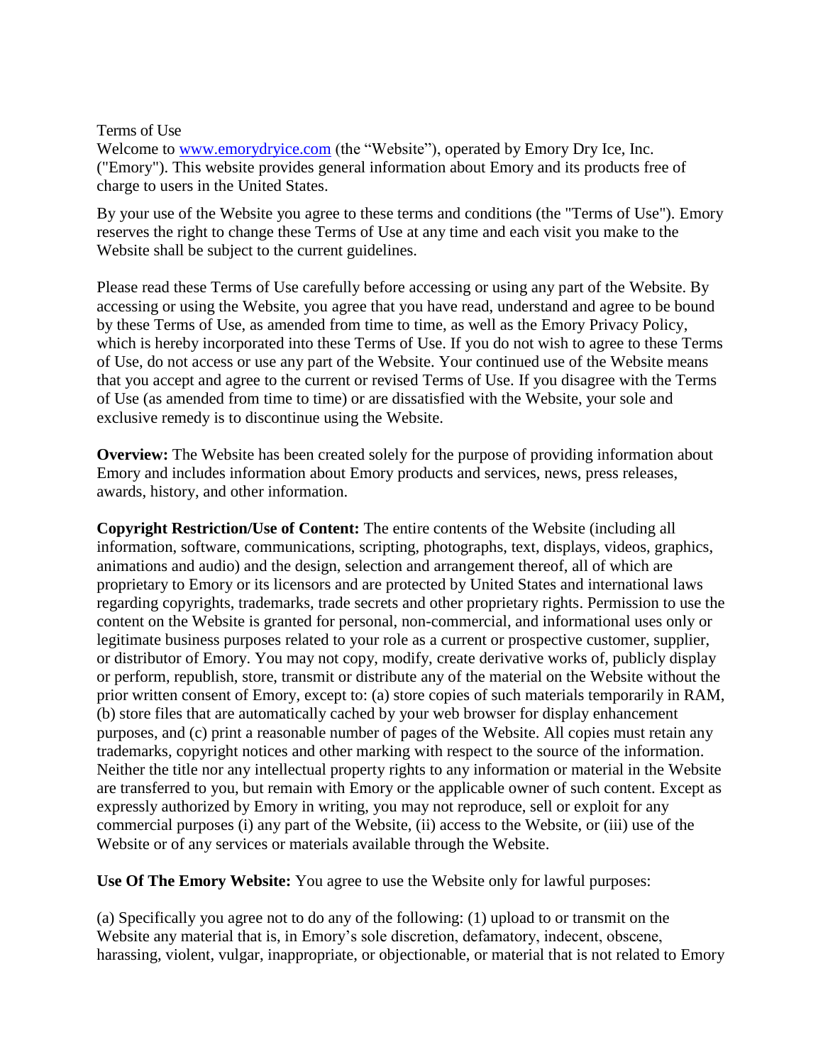Terms of Use

Welcome to [www.emorydryice.com](http://www.emorydryice.com) (the "Website"), operated by Emory Dry Ice, Inc. ("Emory"). This website provides general information about Emory and its products free of charge to users in the United States.

By your use of the Website you agree to these terms and conditions (the "Terms of Use"). Emory reserves the right to change these Terms of Use at any time and each visit you make to the Website shall be subject to the current guidelines.

Please read these Terms of Use carefully before accessing or using any part of the Website. By accessing or using the Website, you agree that you have read, understand and agree to be bound by these Terms of Use, as amended from time to time, as well as the Emory Privacy Policy, which is hereby incorporated into these Terms of Use. If you do not wish to agree to these Terms of Use, do not access or use any part of the Website. Your continued use of the Website means that you accept and agree to the current or revised Terms of Use. If you disagree with the Terms of Use (as amended from time to time) or are dissatisfied with the Website, your sole and exclusive remedy is to discontinue using the Website.

**Overview:** The Website has been created solely for the purpose of providing information about Emory and includes information about Emory products and services, news, press releases, awards, history, and other information.

**Copyright Restriction/Use of Content:** The entire contents of the Website (including all information, software, communications, scripting, photographs, text, displays, videos, graphics, animations and audio) and the design, selection and arrangement thereof, all of which are proprietary to Emory or its licensors and are protected by United States and international laws regarding copyrights, trademarks, trade secrets and other proprietary rights. Permission to use the content on the Website is granted for personal, non-commercial, and informational uses only or legitimate business purposes related to your role as a current or prospective customer, supplier, or distributor of Emory. You may not copy, modify, create derivative works of, publicly display or perform, republish, store, transmit or distribute any of the material on the Website without the prior written consent of Emory, except to: (a) store copies of such materials temporarily in RAM, (b) store files that are automatically cached by your web browser for display enhancement purposes, and (c) print a reasonable number of pages of the Website. All copies must retain any trademarks, copyright notices and other marking with respect to the source of the information. Neither the title nor any intellectual property rights to any information or material in the Website are transferred to you, but remain with Emory or the applicable owner of such content. Except as expressly authorized by Emory in writing, you may not reproduce, sell or exploit for any commercial purposes (i) any part of the Website, (ii) access to the Website, or (iii) use of the Website or of any services or materials available through the Website.

**Use Of The Emory Website:** You agree to use the Website only for lawful purposes:

(a) Specifically you agree not to do any of the following: (1) upload to or transmit on the Website any material that is, in Emory's sole discretion, defamatory, indecent, obscene, harassing, violent, vulgar, inappropriate, or objectionable, or material that is not related to Emory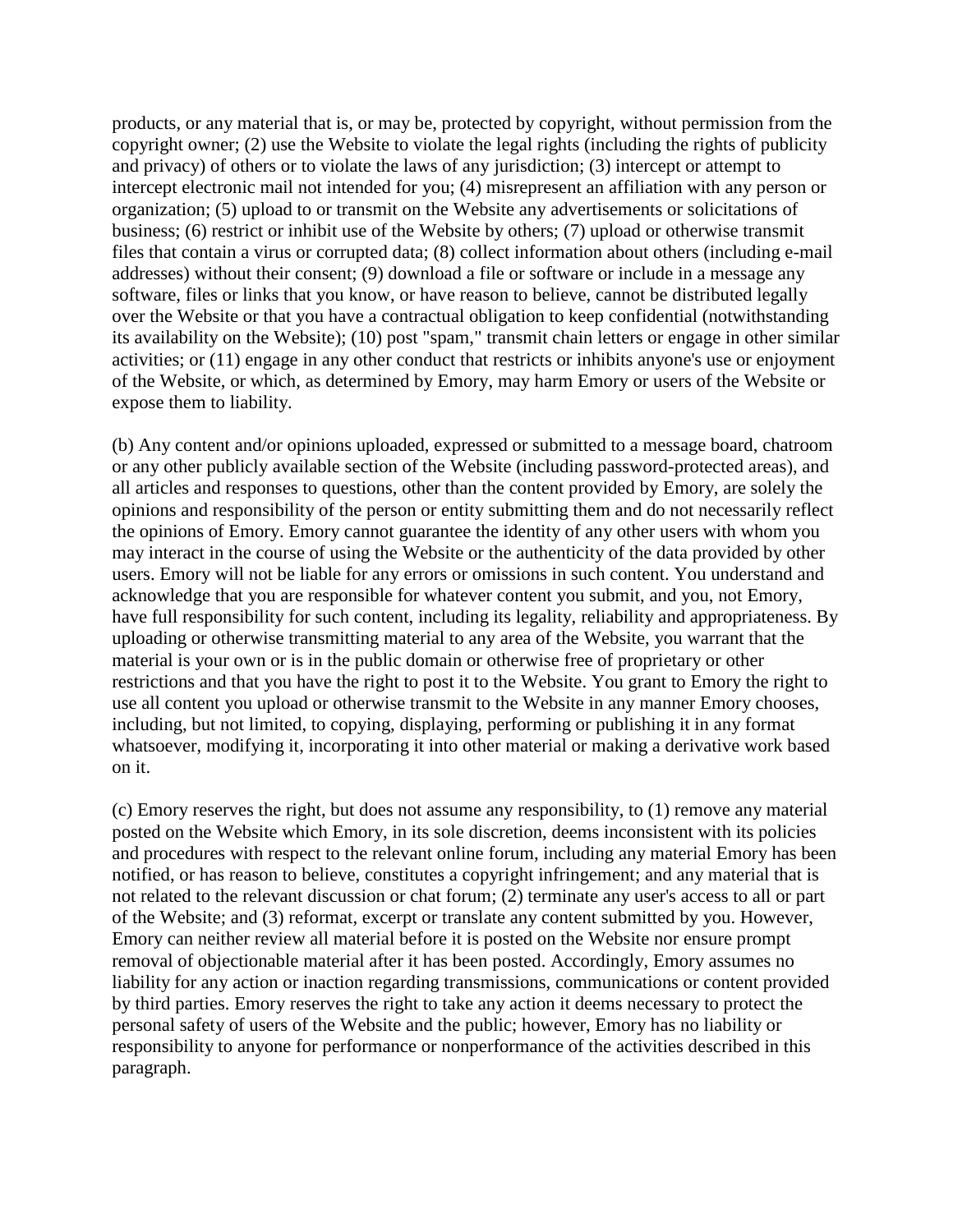products, or any material that is, or may be, protected by copyright, without permission from the copyright owner; (2) use the Website to violate the legal rights (including the rights of publicity and privacy) of others or to violate the laws of any jurisdiction; (3) intercept or attempt to intercept electronic mail not intended for you; (4) misrepresent an affiliation with any person or organization; (5) upload to or transmit on the Website any advertisements or solicitations of business; (6) restrict or inhibit use of the Website by others; (7) upload or otherwise transmit files that contain a virus or corrupted data; (8) collect information about others (including e-mail addresses) without their consent; (9) download a file or software or include in a message any software, files or links that you know, or have reason to believe, cannot be distributed legally over the Website or that you have a contractual obligation to keep confidential (notwithstanding its availability on the Website); (10) post "spam," transmit chain letters or engage in other similar activities; or (11) engage in any other conduct that restricts or inhibits anyone's use or enjoyment of the Website, or which, as determined by Emory, may harm Emory or users of the Website or expose them to liability.

(b) Any content and/or opinions uploaded, expressed or submitted to a message board, chatroom or any other publicly available section of the Website (including password-protected areas), and all articles and responses to questions, other than the content provided by Emory, are solely the opinions and responsibility of the person or entity submitting them and do not necessarily reflect the opinions of Emory. Emory cannot guarantee the identity of any other users with whom you may interact in the course of using the Website or the authenticity of the data provided by other users. Emory will not be liable for any errors or omissions in such content. You understand and acknowledge that you are responsible for whatever content you submit, and you, not Emory, have full responsibility for such content, including its legality, reliability and appropriateness. By uploading or otherwise transmitting material to any area of the Website, you warrant that the material is your own or is in the public domain or otherwise free of proprietary or other restrictions and that you have the right to post it to the Website. You grant to Emory the right to use all content you upload or otherwise transmit to the Website in any manner Emory chooses, including, but not limited, to copying, displaying, performing or publishing it in any format whatsoever, modifying it, incorporating it into other material or making a derivative work based on it.

(c) Emory reserves the right, but does not assume any responsibility, to (1) remove any material posted on the Website which Emory, in its sole discretion, deems inconsistent with its policies and procedures with respect to the relevant online forum, including any material Emory has been notified, or has reason to believe, constitutes a copyright infringement; and any material that is not related to the relevant discussion or chat forum; (2) terminate any user's access to all or part of the Website; and (3) reformat, excerpt or translate any content submitted by you. However, Emory can neither review all material before it is posted on the Website nor ensure prompt removal of objectionable material after it has been posted. Accordingly, Emory assumes no liability for any action or inaction regarding transmissions, communications or content provided by third parties. Emory reserves the right to take any action it deems necessary to protect the personal safety of users of the Website and the public; however, Emory has no liability or responsibility to anyone for performance or nonperformance of the activities described in this paragraph.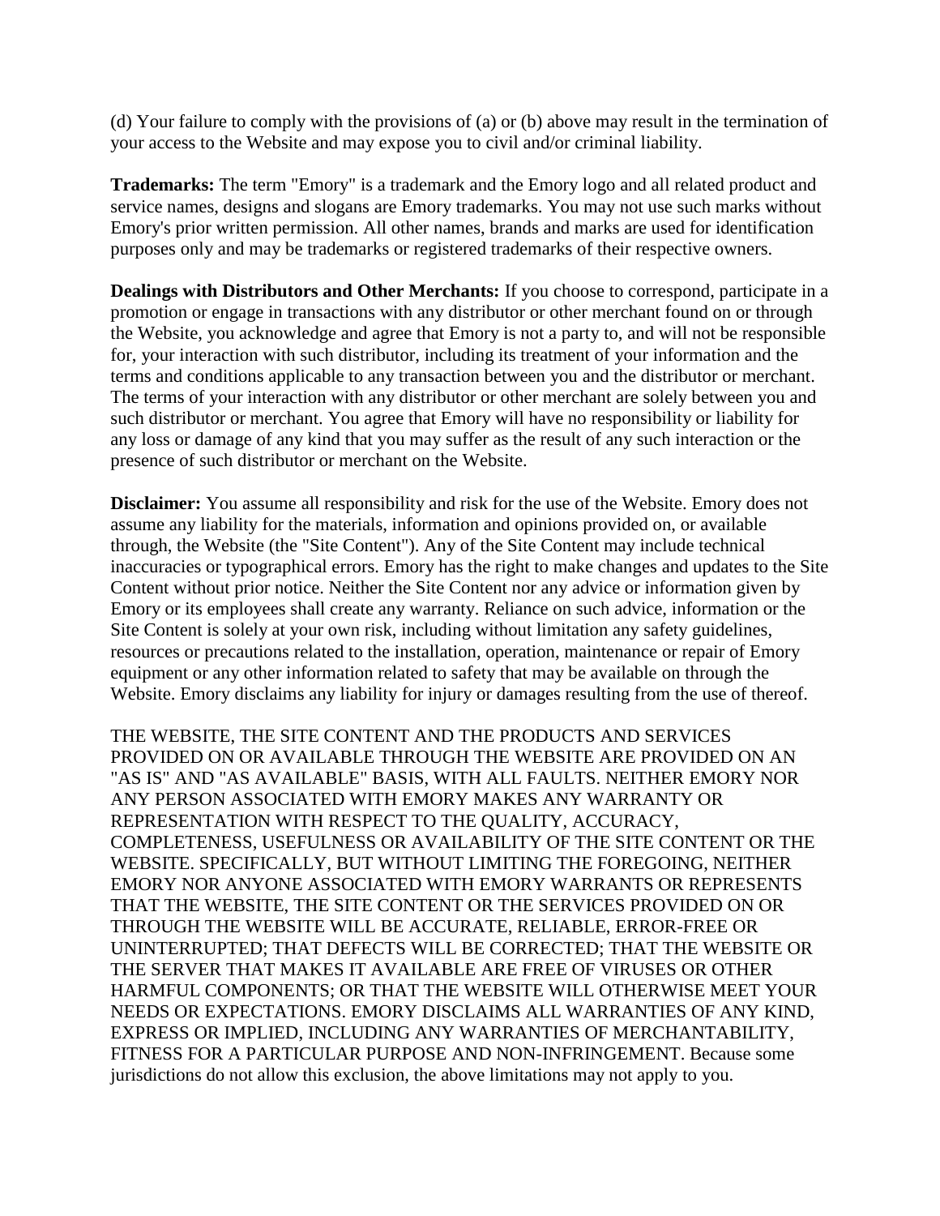(d) Your failure to comply with the provisions of (a) or (b) above may result in the termination of your access to the Website and may expose you to civil and/or criminal liability.

**Trademarks:** The term "Emory" is a trademark and the Emory logo and all related product and service names, designs and slogans are Emory trademarks. You may not use such marks without Emory's prior written permission. All other names, brands and marks are used for identification purposes only and may be trademarks or registered trademarks of their respective owners.

**Dealings with Distributors and Other Merchants:** If you choose to correspond, participate in a promotion or engage in transactions with any distributor or other merchant found on or through the Website, you acknowledge and agree that Emory is not a party to, and will not be responsible for, your interaction with such distributor, including its treatment of your information and the terms and conditions applicable to any transaction between you and the distributor or merchant. The terms of your interaction with any distributor or other merchant are solely between you and such distributor or merchant. You agree that Emory will have no responsibility or liability for any loss or damage of any kind that you may suffer as the result of any such interaction or the presence of such distributor or merchant on the Website.

**Disclaimer:** You assume all responsibility and risk for the use of the Website. Emory does not assume any liability for the materials, information and opinions provided on, or available through, the Website (the "Site Content"). Any of the Site Content may include technical inaccuracies or typographical errors. Emory has the right to make changes and updates to the Site Content without prior notice. Neither the Site Content nor any advice or information given by Emory or its employees shall create any warranty. Reliance on such advice, information or the Site Content is solely at your own risk, including without limitation any safety guidelines, resources or precautions related to the installation, operation, maintenance or repair of Emory equipment or any other information related to safety that may be available on through the Website. Emory disclaims any liability for injury or damages resulting from the use of thereof.

THE WEBSITE, THE SITE CONTENT AND THE PRODUCTS AND SERVICES PROVIDED ON OR AVAILABLE THROUGH THE WEBSITE ARE PROVIDED ON AN "AS IS" AND "AS AVAILABLE" BASIS, WITH ALL FAULTS. NEITHER EMORY NOR ANY PERSON ASSOCIATED WITH EMORY MAKES ANY WARRANTY OR REPRESENTATION WITH RESPECT TO THE QUALITY, ACCURACY, COMPLETENESS, USEFULNESS OR AVAILABILITY OF THE SITE CONTENT OR THE WEBSITE. SPECIFICALLY, BUT WITHOUT LIMITING THE FOREGOING, NEITHER EMORY NOR ANYONE ASSOCIATED WITH EMORY WARRANTS OR REPRESENTS THAT THE WEBSITE, THE SITE CONTENT OR THE SERVICES PROVIDED ON OR THROUGH THE WEBSITE WILL BE ACCURATE, RELIABLE, ERROR-FREE OR UNINTERRUPTED; THAT DEFECTS WILL BE CORRECTED; THAT THE WEBSITE OR THE SERVER THAT MAKES IT AVAILABLE ARE FREE OF VIRUSES OR OTHER HARMFUL COMPONENTS; OR THAT THE WEBSITE WILL OTHERWISE MEET YOUR NEEDS OR EXPECTATIONS. EMORY DISCLAIMS ALL WARRANTIES OF ANY KIND, EXPRESS OR IMPLIED, INCLUDING ANY WARRANTIES OF MERCHANTABILITY, FITNESS FOR A PARTICULAR PURPOSE AND NON-INFRINGEMENT. Because some jurisdictions do not allow this exclusion, the above limitations may not apply to you.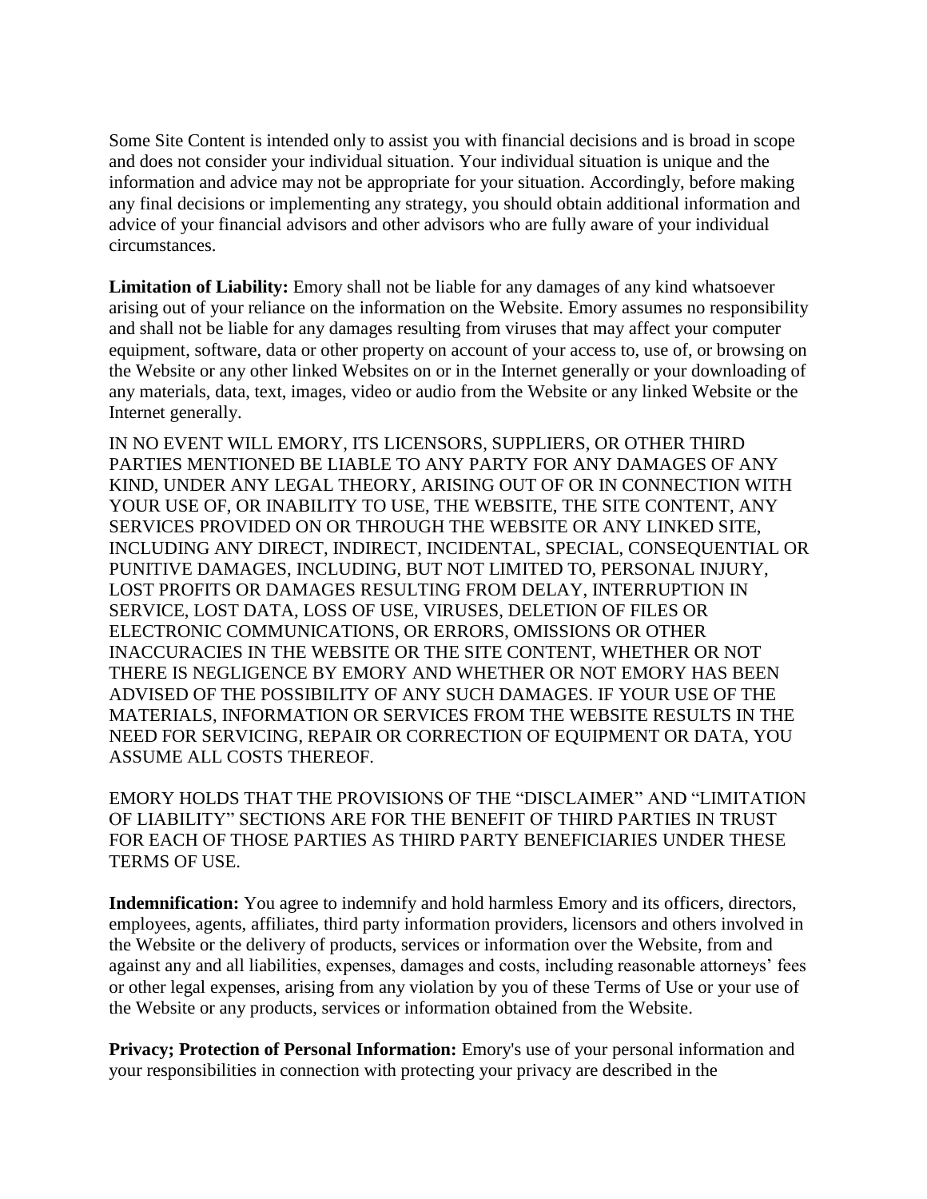Some Site Content is intended only to assist you with financial decisions and is broad in scope and does not consider your individual situation. Your individual situation is unique and the information and advice may not be appropriate for your situation. Accordingly, before making any final decisions or implementing any strategy, you should obtain additional information and advice of your financial advisors and other advisors who are fully aware of your individual circumstances.

**Limitation of Liability:** Emory shall not be liable for any damages of any kind whatsoever arising out of your reliance on the information on the Website. Emory assumes no responsibility and shall not be liable for any damages resulting from viruses that may affect your computer equipment, software, data or other property on account of your access to, use of, or browsing on the Website or any other linked Websites on or in the Internet generally or your downloading of any materials, data, text, images, video or audio from the Website or any linked Website or the Internet generally.

IN NO EVENT WILL EMORY, ITS LICENSORS, SUPPLIERS, OR OTHER THIRD PARTIES MENTIONED BE LIABLE TO ANY PARTY FOR ANY DAMAGES OF ANY KIND, UNDER ANY LEGAL THEORY, ARISING OUT OF OR IN CONNECTION WITH YOUR USE OF, OR INABILITY TO USE, THE WEBSITE, THE SITE CONTENT, ANY SERVICES PROVIDED ON OR THROUGH THE WEBSITE OR ANY LINKED SITE, INCLUDING ANY DIRECT, INDIRECT, INCIDENTAL, SPECIAL, CONSEQUENTIAL OR PUNITIVE DAMAGES, INCLUDING, BUT NOT LIMITED TO, PERSONAL INJURY, LOST PROFITS OR DAMAGES RESULTING FROM DELAY, INTERRUPTION IN SERVICE, LOST DATA, LOSS OF USE, VIRUSES, DELETION OF FILES OR ELECTRONIC COMMUNICATIONS, OR ERRORS, OMISSIONS OR OTHER INACCURACIES IN THE WEBSITE OR THE SITE CONTENT, WHETHER OR NOT THERE IS NEGLIGENCE BY EMORY AND WHETHER OR NOT EMORY HAS BEEN ADVISED OF THE POSSIBILITY OF ANY SUCH DAMAGES. IF YOUR USE OF THE MATERIALS, INFORMATION OR SERVICES FROM THE WEBSITE RESULTS IN THE NEED FOR SERVICING, REPAIR OR CORRECTION OF EQUIPMENT OR DATA, YOU ASSUME ALL COSTS THEREOF.

EMORY HOLDS THAT THE PROVISIONS OF THE "DISCLAIMER" AND "LIMITATION OF LIABILITY" SECTIONS ARE FOR THE BENEFIT OF THIRD PARTIES IN TRUST FOR EACH OF THOSE PARTIES AS THIRD PARTY BENEFICIARIES UNDER THESE TERMS OF USE.

**Indemnification:** You agree to indemnify and hold harmless Emory and its officers, directors, employees, agents, affiliates, third party information providers, licensors and others involved in the Website or the delivery of products, services or information over the Website, from and against any and all liabilities, expenses, damages and costs, including reasonable attorneys' fees or other legal expenses, arising from any violation by you of these Terms of Use or your use of the Website or any products, services or information obtained from the Website.

**Privacy; Protection of Personal Information:** Emory's use of your personal information and your responsibilities in connection with protecting your privacy are described in the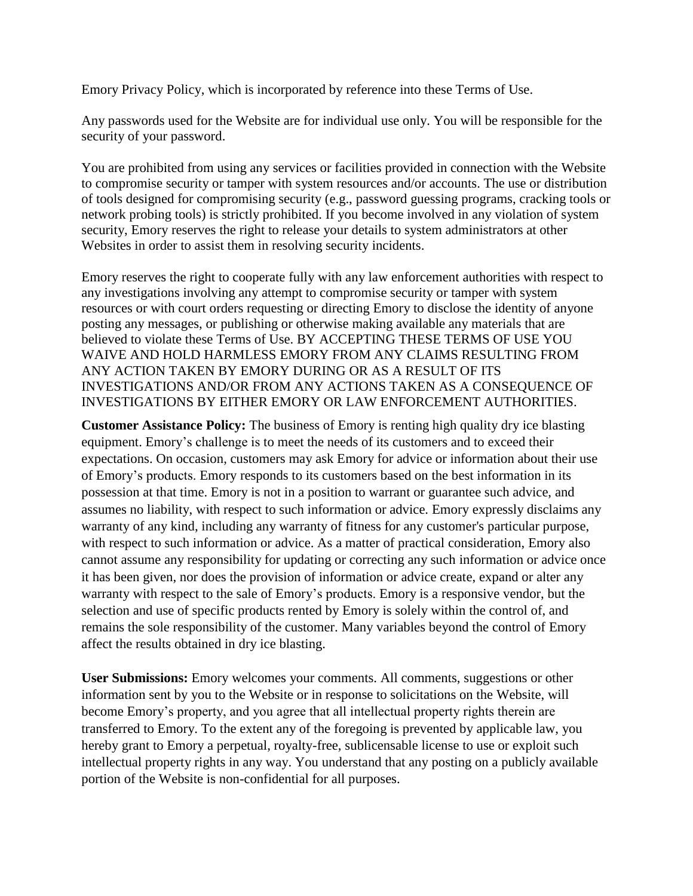Emory Privacy Policy, which is incorporated by reference into these Terms of Use.

Any passwords used for the Website are for individual use only. You will be responsible for the security of your password.

You are prohibited from using any services or facilities provided in connection with the Website to compromise security or tamper with system resources and/or accounts. The use or distribution of tools designed for compromising security (e.g., password guessing programs, cracking tools or network probing tools) is strictly prohibited. If you become involved in any violation of system security, Emory reserves the right to release your details to system administrators at other Websites in order to assist them in resolving security incidents.

Emory reserves the right to cooperate fully with any law enforcement authorities with respect to any investigations involving any attempt to compromise security or tamper with system resources or with court orders requesting or directing Emory to disclose the identity of anyone posting any messages, or publishing or otherwise making available any materials that are believed to violate these Terms of Use. BY ACCEPTING THESE TERMS OF USE YOU WAIVE AND HOLD HARMLESS EMORY FROM ANY CLAIMS RESULTING FROM ANY ACTION TAKEN BY EMORY DURING OR AS A RESULT OF ITS INVESTIGATIONS AND/OR FROM ANY ACTIONS TAKEN AS A CONSEQUENCE OF INVESTIGATIONS BY EITHER EMORY OR LAW ENFORCEMENT AUTHORITIES.

**Customer Assistance Policy:** The business of Emory is renting high quality dry ice blasting equipment. Emory's challenge is to meet the needs of its customers and to exceed their expectations. On occasion, customers may ask Emory for advice or information about their use of Emory's products. Emory responds to its customers based on the best information in its possession at that time. Emory is not in a position to warrant or guarantee such advice, and assumes no liability, with respect to such information or advice. Emory expressly disclaims any warranty of any kind, including any warranty of fitness for any customer's particular purpose, with respect to such information or advice. As a matter of practical consideration, Emory also cannot assume any responsibility for updating or correcting any such information or advice once it has been given, nor does the provision of information or advice create, expand or alter any warranty with respect to the sale of Emory's products. Emory is a responsive vendor, but the selection and use of specific products rented by Emory is solely within the control of, and remains the sole responsibility of the customer. Many variables beyond the control of Emory affect the results obtained in dry ice blasting.

**User Submissions:** Emory welcomes your comments. All comments, suggestions or other information sent by you to the Website or in response to solicitations on the Website, will become Emory's property, and you agree that all intellectual property rights therein are transferred to Emory. To the extent any of the foregoing is prevented by applicable law, you hereby grant to Emory a perpetual, royalty-free, sublicensable license to use or exploit such intellectual property rights in any way. You understand that any posting on a publicly available portion of the Website is non-confidential for all purposes.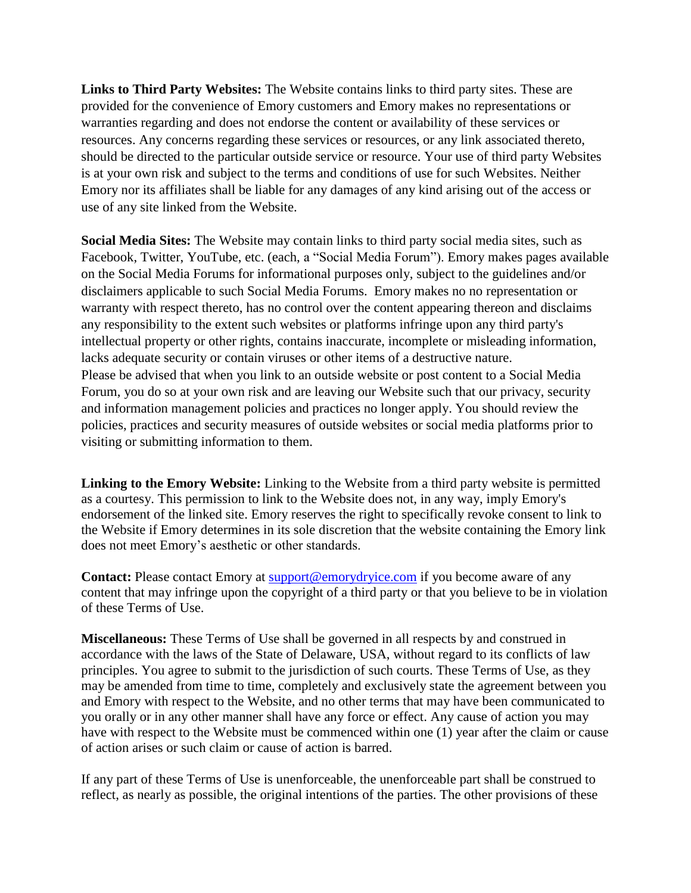**Links to Third Party Websites:** The Website contains links to third party sites. These are provided for the convenience of Emory customers and Emory makes no representations or warranties regarding and does not endorse the content or availability of these services or resources. Any concerns regarding these services or resources, or any link associated thereto, should be directed to the particular outside service or resource. Your use of third party Websites is at your own risk and subject to the terms and conditions of use for such Websites. Neither Emory nor its affiliates shall be liable for any damages of any kind arising out of the access or use of any site linked from the Website.

**Social Media Sites:** The Website may contain links to third party social media sites, such as Facebook, Twitter, YouTube, etc. (each, a "Social Media Forum"). Emory makes pages available on the Social Media Forums for informational purposes only, subject to the guidelines and/or disclaimers applicable to such Social Media Forums. Emory makes no no representation or warranty with respect thereto, has no control over the content appearing thereon and disclaims any responsibility to the extent such websites or platforms infringe upon any third party's intellectual property or other rights, contains inaccurate, incomplete or misleading information, lacks adequate security or contain viruses or other items of a destructive nature.
Please be advised that when you link to an outside website or post content to a Social Media Forum, you do so at your own risk and are leaving our Website such that our privacy, security and information management policies and practices no longer apply. You should review the policies, practices and security measures of outside websites or social media platforms prior to visiting or submitting information to them.

**Linking to the Emory Website:** Linking to the Website from a third party website is permitted as a courtesy. This permission to link to the Website does not, in any way, imply Emory's endorsement of the linked site. Emory reserves the right to specifically revoke consent to link to the Website if Emory determines in its sole discretion that the website containing the Emory link does not meet Emory's aesthetic or other standards.

**Contact:** Please contact Emory at support@emorydryice.com if you become aware of any content that may infringe upon the copyright of a third party or that you believe to be in violation of these Terms of Use.

**Miscellaneous:** These Terms of Use shall be governed in all respects by and construed in accordance with the laws of the State of Delaware, USA, without regard to its conflicts of law principles. You agree to submit to the jurisdiction of such courts. These Terms of Use, as they may be amended from time to time, completely and exclusively state the agreement between you and Emory with respect to the Website, and no other terms that may have been communicated to you orally or in any other manner shall have any force or effect. Any cause of action you may have with respect to the Website must be commenced within one (1) year after the claim or cause of action arises or such claim or cause of action is barred.

If any part of these Terms of Use is unenforceable, the unenforceable part shall be construed to reflect, as nearly as possible, the original intentions of the parties. The other provisions of these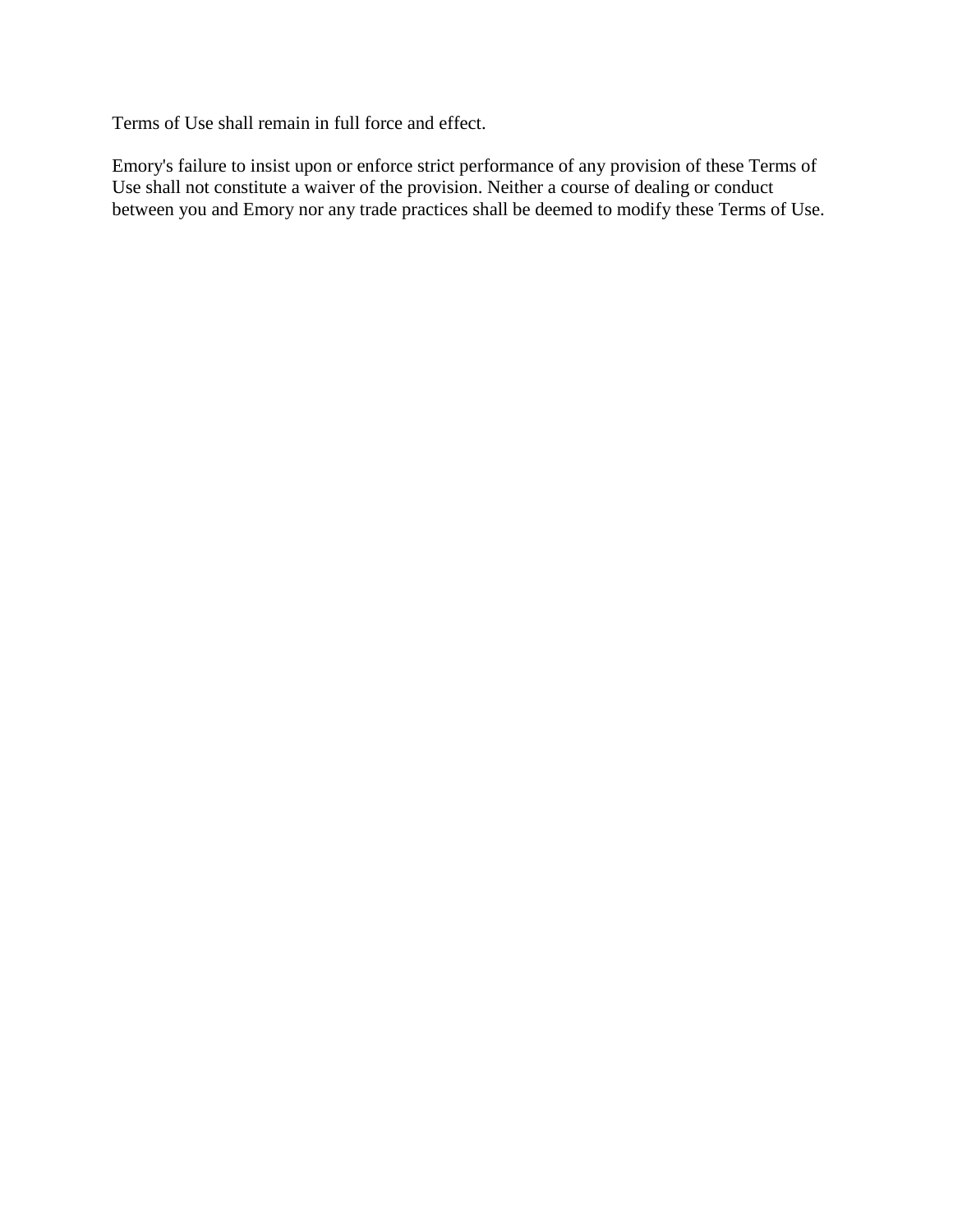Terms of Use shall remain in full force and effect.

Emory's failure to insist upon or enforce strict performance of any provision of these Terms of Use shall not constitute a waiver of the provision. Neither a course of dealing or conduct between you and Emory nor any trade practices shall be deemed to modify these Terms of Use.